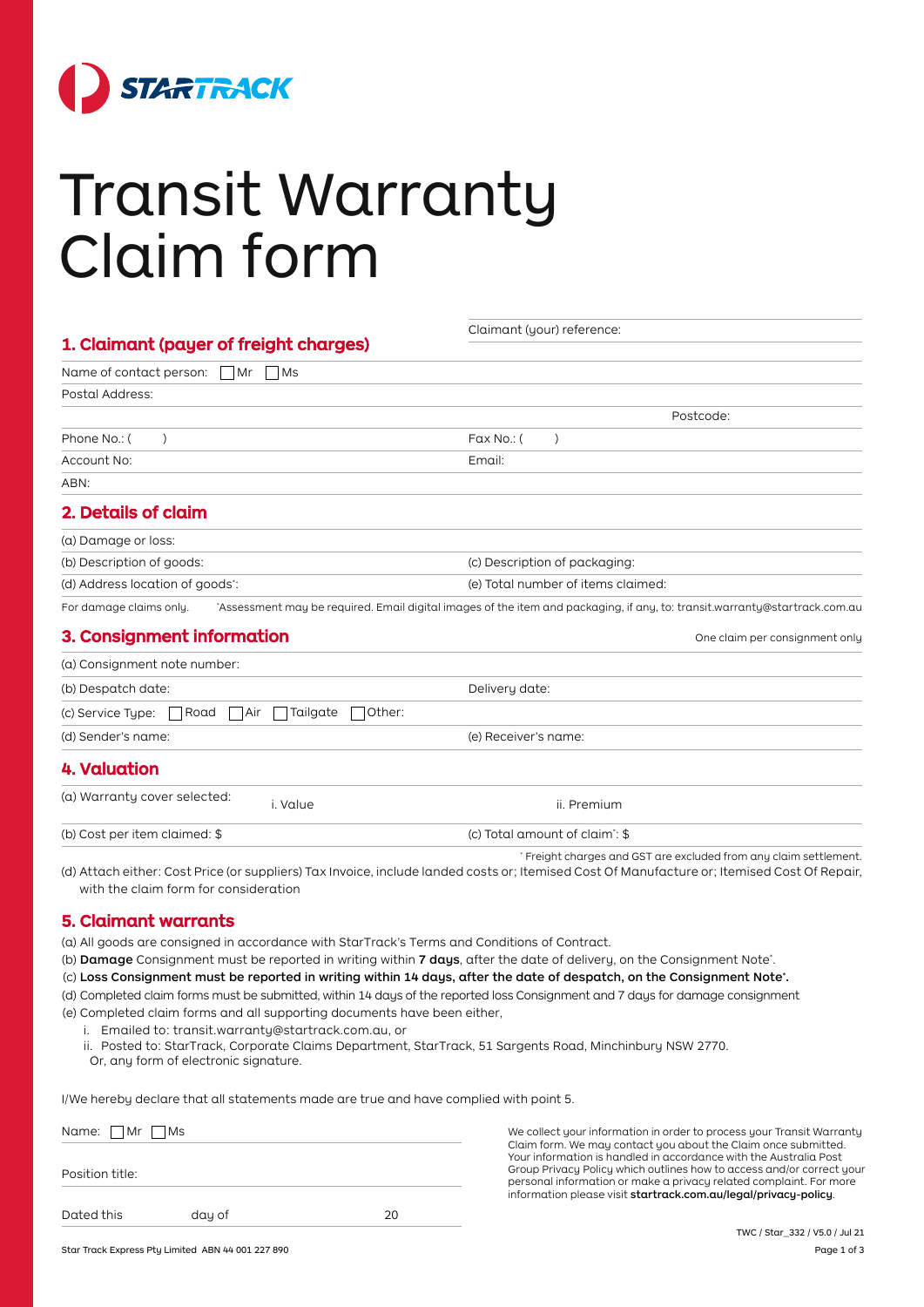# Transit Warranty Claim form

## 1. Claimant (payer of freight charges)

Claimant (your) reference:

Name of contact person: ☐ Mr ☐ Ms

Postal Address:

Postcode:

Phone No.: ( )

Fax No.: ( )

Account No:

Email:

ABN:

## 2. Details of claim

(a) Damage or loss:

(b) Description of goods:

(c) Description of packaging:

(d) Address location of goods*:

(e) Total number of items claimed:

For damage claims only. *Assessment may be required. Email digital images of the item and packaging, if any, to: transit.warranty@startrack.com.au

## 3. Consignment information

One claim per consignment only

(a) Consignment note number:

(b) Despatch date:

Delivery date:

(c) Service Type: ☐ Road ☐ Air ☐ Tailgate ☐ Other:

(d) Sender's name:

(e) Receiver's name:

## 4. Valuation

(a) Warranty cover selected: i. Value ii. Premium

(b) Cost per item claimed: $

(c) Total amount of claim*: $

* Freight charges and GST are excluded from any claim settlement.

(d) Attach either: Cost Price (or suppliers) Tax Invoice, include landed costs or; Itemised Cost Of Manufacture or; Itemised Cost Of Repair, with the claim form for consideration

## 5. Claimant warrants

(a) All goods are consigned in accordance with StarTrack's Terms and Conditions of Contract.

(b) **Damage** Consignment must be reported in writing within **7 days**, after the date of delivery, on the Consignment Note*.

(c) **Loss Consignment must be reported in writing within 14 days, after the date of despatch, on the Consignment Note*.**

(d) Completed claim forms must be submitted, within 14 days of the reported loss Consignment and 7 days for damage consignment

(e) Completed claim forms and all supporting documents have been either,

i. Emailed to: transit.warranty@startrack.com.au, or

ii. Posted to: StarTrack, Corporate Claims Department, StarTrack, 51 Sargents Road, Minchinbury NSW 2770.

Or, any form of electronic signature.

I/We hereby declare that all statements made are true and have complied with point 5.

Name: ☐ Mr ☐ Ms

Position title:

Dated this day of 20

We collect your information in order to process your Transit Warranty Claim form. We may contact you about the Claim once submitted. Your information is handled in accordance with the Australia Post Group Privacy Policy which outlines how to access and/or correct your personal information or make a privacy related complaint. For more information please visit **startrack.com.au/legal/privacy-policy**.

TWC / Star_332 / V5.0 / Jul 21

Star Track Express Pty Limited ABN 44 001 227 890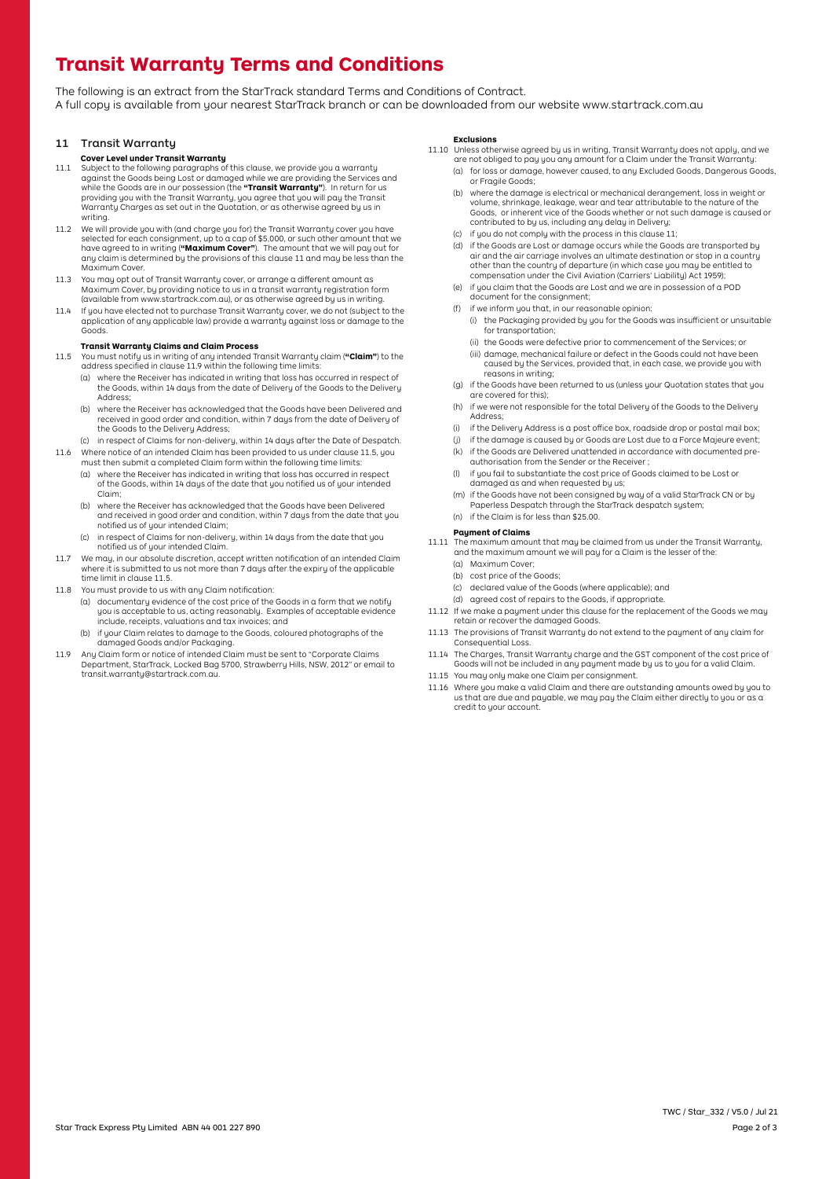# Transit Warranty Terms and Conditions

The following is an extract from the StarTrack standard Terms and Conditions of Contract.
A full copy is available from your nearest StarTrack branch or can be downloaded from our website www.startrack.com.au

## 11 Transit Warranty

### Cover Level under Transit Warranty

11.1 Subject to the following paragraphs of this clause, we provide you a warranty against the Goods being Lost or damaged while we are providing the Services and while the Goods are in our possession (the **"Transit Warranty"**). In return for us providing you with the Transit Warranty, you agree that you will pay the Transit Warranty Charges as set out in the Quotation, or as otherwise agreed by us in writing.

11.2 We will provide you with (and charge you for) the Transit Warranty cover you have selected for each consignment, up to a cap of $5,000, or such other amount that we have agreed to in writing (**"Maximum Cover"**). The amount that we will pay out for any claim is determined by the provisions of this clause 11 and may be less than the Maximum Cover.

11.3 You may opt out of Transit Warranty cover, or arrange a different amount as Maximum Cover, by providing notice to us in a transit warranty registration form (available from www.startrack.com.au), or as otherwise agreed by us in writing.

11.4 If you have elected not to purchase Transit Warranty cover, we do not (subject to the application of any applicable law) provide a warranty against loss or damage to the Goods.

### Transit Warranty Claims and Claim Process

11.5 You must notify us in writing of any intended Transit Warranty claim (**"Claim"**) to the address specified in clause 11.9 within the following time limits:
- (a) where the Receiver has indicated in writing that loss has occurred in respect of the Goods, within 14 days from the date of Delivery of the Goods to the Delivery Address;
- (b) where the Receiver has acknowledged that the Goods have been Delivered and received in good order and condition, within 7 days from the date of Delivery of the Goods to the Delivery Address;
- (c) in respect of Claims for non-delivery, within 14 days after the Date of Despatch.

11.6 Where notice of an intended Claim has been provided to us under clause 11.5, you must then submit a completed Claim form within the following time limits:
- (a) where the Receiver has indicated in writing that loss has occurred in respect of the Goods, within 14 days of the date that you notified us of your intended Claim;
- (b) where the Receiver has acknowledged that the Goods have been Delivered and received in good order and condition, within 7 days from the date that you notified us of your intended Claim;
- (c) in respect of Claims for non-delivery, within 14 days from the date that you notified us of your intended Claim.

11.7 We may, in our absolute discretion, accept written notification of an intended Claim where it is submitted to us not more than 7 days after the expiry of the applicable time limit in clause 11.5.

11.8 You must provide to us with any Claim notification:
- (a) documentary evidence of the cost price of the Goods in a form that we notify you is acceptable to us, acting reasonably. Examples of acceptable evidence include, receipts, valuations and tax invoices; and
- (b) if your Claim relates to damage to the Goods, coloured photographs of the damaged Goods and/or Packaging.

11.9 Any Claim form or notice of intended Claim must be sent to "Corporate Claims Department, StarTrack, Locked Bag 5700, Strawberry Hills, NSW, 2012" or email to transit.warranty@startrack.com.au.

### Exclusions

11.10 Unless otherwise agreed by us in writing, Transit Warranty does not apply, and we are not obliged to pay you any amount for a Claim under the Transit Warranty:
- (a) for loss or damage, however caused, to any Excluded Goods, Dangerous Goods, or Fragile Goods;
- (b) where the damage is electrical or mechanical derangement, loss in weight or volume, shrinkage, leakage, wear and tear attributable to the nature of the Goods, or inherent vice of the Goods whether or not such damage is caused or contributed to by us, including any delay in Delivery;
- (c) if you do not comply with the process in this clause 11;
- (d) if the Goods are Lost or damage occurs while the Goods are transported by air and the air carriage involves an ultimate destination or stop in a country other than the country of departure (in which case you may be entitled to compensation under the Civil Aviation (Carriers' Liability) Act 1959);
- (e) if you claim that the Goods are Lost and we are in possession of a POD document for the consignment;
- (f) if we inform you that, in our reasonable opinion:
  - (i) the Packaging provided by you for the Goods was insufficient or unsuitable for transportation;
  - (ii) the Goods were defective prior to commencement of the Services; or
  - (iii) damage, mechanical failure or defect in the Goods could not have been caused by the Services, provided that, in each case, we provide you with reasons in writing;
- (g) if the Goods have been returned to us (unless your Quotation states that you are covered for this);
- (h) if we were not responsible for the total Delivery of the Goods to the Delivery Address;
- (i) if the Delivery Address is a post office box, roadside drop or postal mail box;
- (j) if the damage is caused by or Goods are Lost due to a Force Majeure event;
- (k) if the Goods are Delivered unattended in accordance with documented pre-authorisation from the Sender or the Receiver ;
- (l) if you fail to substantiate the cost price of Goods claimed to be Lost or damaged as and when requested by us;
- (m) if the Goods have not been consigned by way of a valid StarTrack CN or by Paperless Despatch through the StarTrack despatch system;
- (n) if the Claim is for less than $25.00.

### Payment of Claims

11.11 The maximum amount that may be claimed from us under the Transit Warranty, and the maximum amount we will pay for a Claim is the lesser of the:
- (a) Maximum Cover;
- (b) cost price of the Goods;
- (c) declared value of the Goods (where applicable); and
- (d) agreed cost of repairs to the Goods, if appropriate.

11.12 If we make a payment under this clause for the replacement of the Goods we may retain or recover the damaged Goods.

11.13 The provisions of Transit Warranty do not extend to the payment of any claim for Consequential Loss.

11.14 The Charges, Transit Warranty charge and the GST component of the cost price of Goods will not be included in any payment made by us to you for a valid Claim.

11.15 You may only make one Claim per consignment.

11.16 Where you make a valid Claim and there are outstanding amounts owed by you to us that are due and payable, we may pay the Claim either directly to you or as a credit to your account.

TWC / Star_332 / V5.0 / Jul 21

Star Track Express Pty Limited ABN 44 001 227 890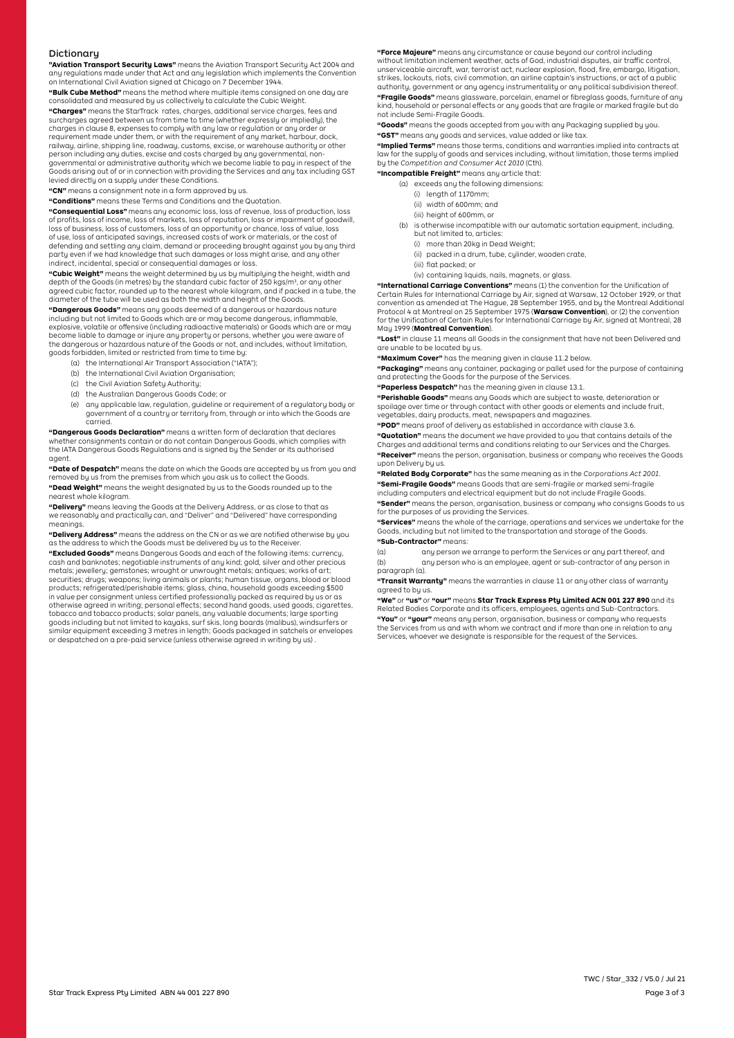## Dictionary

**"Aviation Transport Security Laws"** means the Aviation Transport Security Act 2004 and any regulations made under that Act and any legislation which implements the Convention on International Civil Aviation signed at Chicago on 7 December 1944.

**"Bulk Cube Method"** means the method where multiple items consigned on one day are consolidated and measured by us collectively to calculate the Cubic Weight.

**"Charges"** means the StarTrack rates, charges, additional service charges, fees and surcharges agreed between us from time to time (whether expressly or impliedly), the charges in clause 8, expenses to comply with any law or regulation or any order or requirement made under them, or with the requirement of any market, harbour, dock, railway, airline, shipping line, roadway, customs, excise, or warehouse authority or other person including any duties, excise and costs charged by any governmental, non-governmental or administrative authority which we become liable to pay in respect of the Goods arising out of or in connection with providing the Services and any tax including GST levied directly on a supply under these Conditions.

**"CN"** means a consignment note in a form approved by us.

**"Conditions"** means these Terms and Conditions and the Quotation.

**"Consequential Loss"** means any economic loss, loss of revenue, loss of production, loss of profits, loss of income, loss of markets, loss of reputation, loss or impairment of goodwill, loss of business, loss of customers, loss of an opportunity or chance, loss of value, loss of use, loss of anticipated savings, increased costs of work or materials, or the cost of defending and settling any claim, demand or proceeding brought against you by any third party even if we had knowledge that such damages or loss might arise, and any other indirect, incidental, special or consequential damages or loss.

**"Cubic Weight"** means the weight determined by us by multiplying the height, width and depth of the Goods (in metres) by the standard cubic factor of 250 kgs/m³, or any other agreed cubic factor, rounded up to the nearest whole kilogram, and if packed in a tube, the diameter of the tube will be used as both the width and height of the Goods.

**"Dangerous Goods"** means any goods deemed of a dangerous or hazardous nature including but not limited to Goods which are or may become dangerous, inflammable, explosive, volatile or offensive (including radioactive materials) or Goods which are or may become liable to damage or injure any property or persons, whether you were aware of the dangerous or hazardous nature of the Goods or not, and includes, without limitation, goods forbidden, limited or restricted from time to time by:

- (a) the International Air Transport Association ("IATA");
- (b) the International Civil Aviation Organisation;
- (c) the Civil Aviation Safety Authority;
- (d) the Australian Dangerous Goods Code; or
- (e) any applicable law, regulation, guideline or requirement of a regulatory body or government of a country or territory from, through or into which the Goods are carried.

**"Dangerous Goods Declaration"** means a written form of declaration that declares whether consignments contain or do not contain Dangerous Goods, which complies with the IATA Dangerous Goods Regulations and is signed by the Sender or its authorised agent.

**"Date of Despatch"** means the date on which the Goods are accepted by us from you and removed by us from the premises from which you ask us to collect the Goods.

**"Dead Weight"** means the weight designated by us to the Goods rounded up to the nearest whole kilogram.

**"Delivery"** means leaving the Goods at the Delivery Address, or as close to that as we reasonably and practically can, and "Deliver" and "Delivered" have corresponding meanings.

**"Delivery Address"** means the address on the CN or as we are notified otherwise by you as the address to which the Goods must be delivered by us to the Receiver.

**"Excluded Goods"** means Dangerous Goods and each of the following items: currency, cash and banknotes; negotiable instruments of any kind; gold, silver and other precious metals; jewellery; gemstones; wrought or unwrought metals; antiques; works of art; securities; drugs; weapons; living animals or plants; human tissue, organs, blood or blood products; refrigerated/perishable items; glass, china, household goods exceeding $500 in value per consignment unless certified professionally packed as required by us or as otherwise agreed in writing; personal effects; second hand goods, used goods, cigarettes, tobacco and tobacco products; solar panels, any valuable documents; large sporting goods including but not limited to kayaks, surf skis, long boards (malibus), windsurfers or similar equipment exceeding 3 metres in length; Goods packaged in satchels or envelopes or despatched on a pre-paid service (unless otherwise agreed in writing by us) .

**"Force Majeure"** means any circumstance or cause beyond our control including without limitation inclement weather, acts of God, industrial disputes, air traffic control, unserviceable aircraft, war, terrorist act, nuclear explosion, flood, fire, embargo, litigation, strikes, lockouts, riots, civil commotion, an airline captain's instructions, or act of a public authority, government or any agency instrumentality or any political subdivision thereof.

**"Fragile Goods"** means glassware, porcelain, enamel or fibreglass goods, furniture of any kind, household or personal effects or any goods that are fragile or marked fragile but do not include Semi-Fragile Goods.

**"Goods"** means the goods accepted from you with any Packaging supplied by you.

**"GST"** means any goods and services, value added or like tax.

**"Implied Terms"** means those terms, conditions and warranties implied into contracts at law for the supply of goods and services including, without limitation, those terms implied by the *Competition and Consumer Act 2010* (Cth).

**"Incompatible Freight"** means any article that:

- (a) exceeds any the following dimensions:
  - (i) length of 1170mm;
  - (ii) width of 600mm; and
  - (iii) height of 600mm, or
- (b) is otherwise incompatible with our automatic sortation equipment, including, but not limited to, articles:
  - (i) more than 20kg in Dead Weight;
  - (ii) packed in a drum, tube, cylinder, wooden crate,
  - (iii) flat packed; or
  - (iv) containing liquids, nails, magnets, or glass.

**"International Carriage Conventions"** means (1) the convention for the Unification of Certain Rules for International Carriage by Air, signed at Warsaw, 12 October 1929, or that convention as amended at The Hague, 28 September 1955, and by the Montreal Additional Protocol 4 at Montreal on 25 September 1975 (**Warsaw Convention**), or (2) the convention for the Unification of Certain Rules for International Carriage by Air, signed at Montreal, 28 May 1999 (**Montreal Convention**).

**"Lost"** in clause 11 means all Goods in the consignment that have not been Delivered and are unable to be located by us.

**"Maximum Cover"** has the meaning given in clause 11.2 below.

**"Packaging"** means any container, packaging or pallet used for the purpose of containing and protecting the Goods for the purpose of the Services.

**"Paperless Despatch"** has the meaning given in clause 13.1.

**"Perishable Goods"** means any Goods which are subject to waste, deterioration or spoilage over time or through contact with other goods or elements and include fruit, vegetables, dairy products, meat, newspapers and magazines.

**"POD"** means proof of delivery as established in accordance with clause 3.6.

**"Quotation"** means the document we have provided to you that contains details of the Charges and additional terms and conditions relating to our Services and the Charges.

**"Receiver"** means the person, organisation, business or company who receives the Goods upon Delivery by us.

**"Related Body Corporate"** has the same meaning as in the *Corporations Act 2001*.

**"Semi-Fragile Goods"** means Goods that are semi-fragile or marked semi-fragile including computers and electrical equipment but do not include Fragile Goods.

**"Sender"** means the person, organisation, business or company who consigns Goods to us for the purposes of us providing the Services.

**"Services"** means the whole of the carriage, operations and services we undertake for the Goods, including but not limited to the transportation and storage of the Goods.

**"Sub-Contractor"** means:

(a) any person we arrange to perform the Services or any part thereof, and

(b) any person who is an employee, agent or sub-contractor of any person in paragraph (a).

**"Transit Warranty"** means the warranties in clause 11 or any other class of warranty agreed to by us.

**"We"** or **"us"** or **"our"** means **Star Track Express Pty Limited ACN 001 227 890** and its Related Bodies Corporate and its officers, employees, agents and Sub-Contractors.

**"You"** or **"your"** means any person, organisation, business or company who requests the Services from us and with whom we contract and if more than one in relation to any Services, whoever we designate is responsible for the request of the Services.

Star Track Express Pty Limited ABN 44 001 227 890

TWC / Star_332 / V5.0 / Jul 21